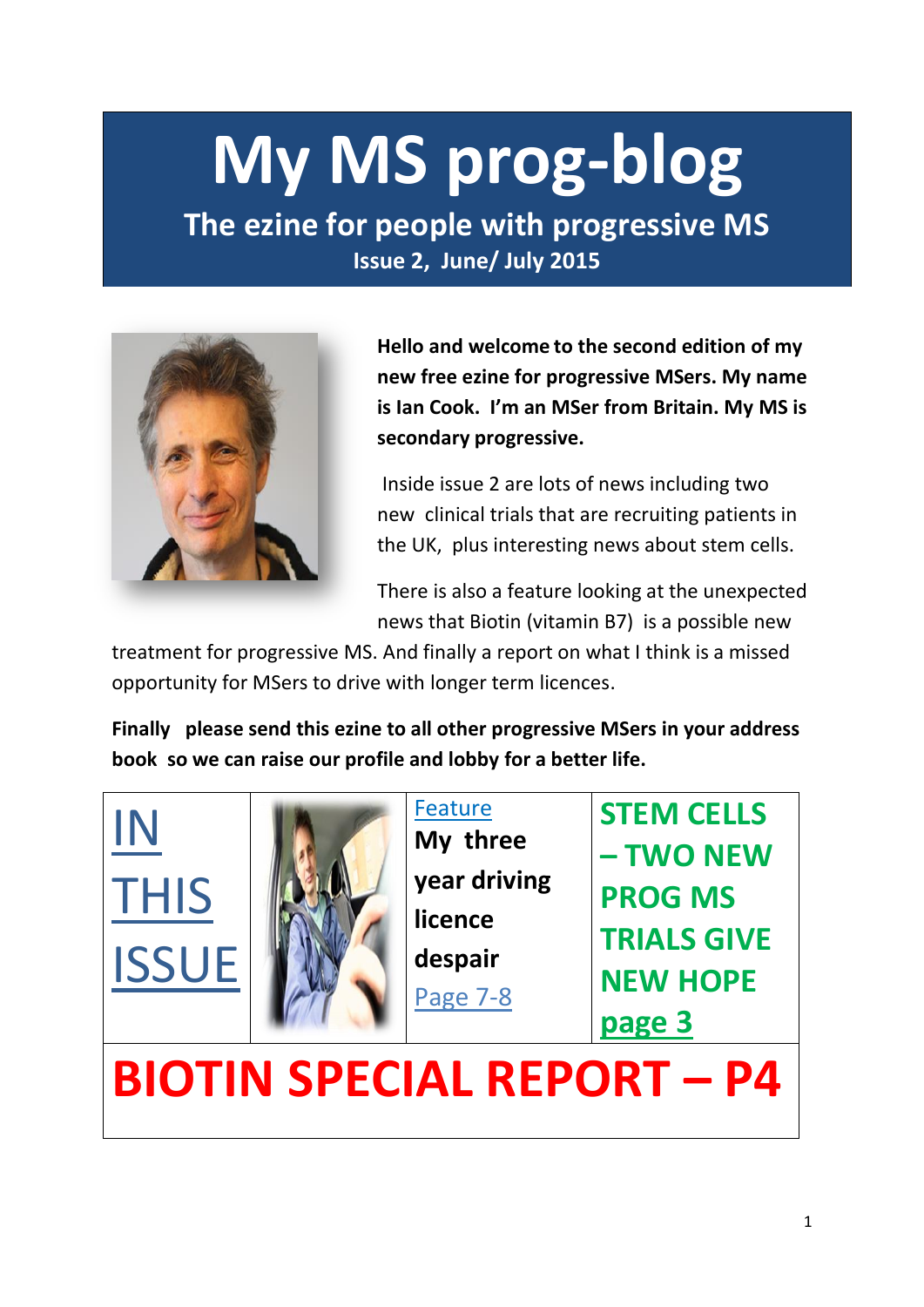# My MS prog-blog

## The ezine for people with progressive MS

**Issue 2, June/ July 2015**

**Hello and welcome to the second edition of my new free ezine for progressive MSers. My name is Ian Cook. I'm an MSer from Britain. My MS is secondary progressive.**

Inside issue 2 are lots of news including two new clinical trials that are recruiting patients in the UK, plus interesting news about stem cells.

There is also a feature looking at the unexpected news that Biotin (vitamin B7) is a possible new treatment for progressive MS. And finally a report on what I think is a missed opportunity for MSers to drive with longer term licences.

**Finally please send this ezine to all other progressive MSers in your address book so we can raise our profile and lobby for a better life.**

| IN THIS ISSUE | | Feature **My three year driving licence despair** Page 7-8 | **STEM CELLS – TWO NEW PROG MS TRIALS GIVE NEW HOPE page 3** |
|---|---|---|---|

**BIOTIN SPECIAL REPORT – P4**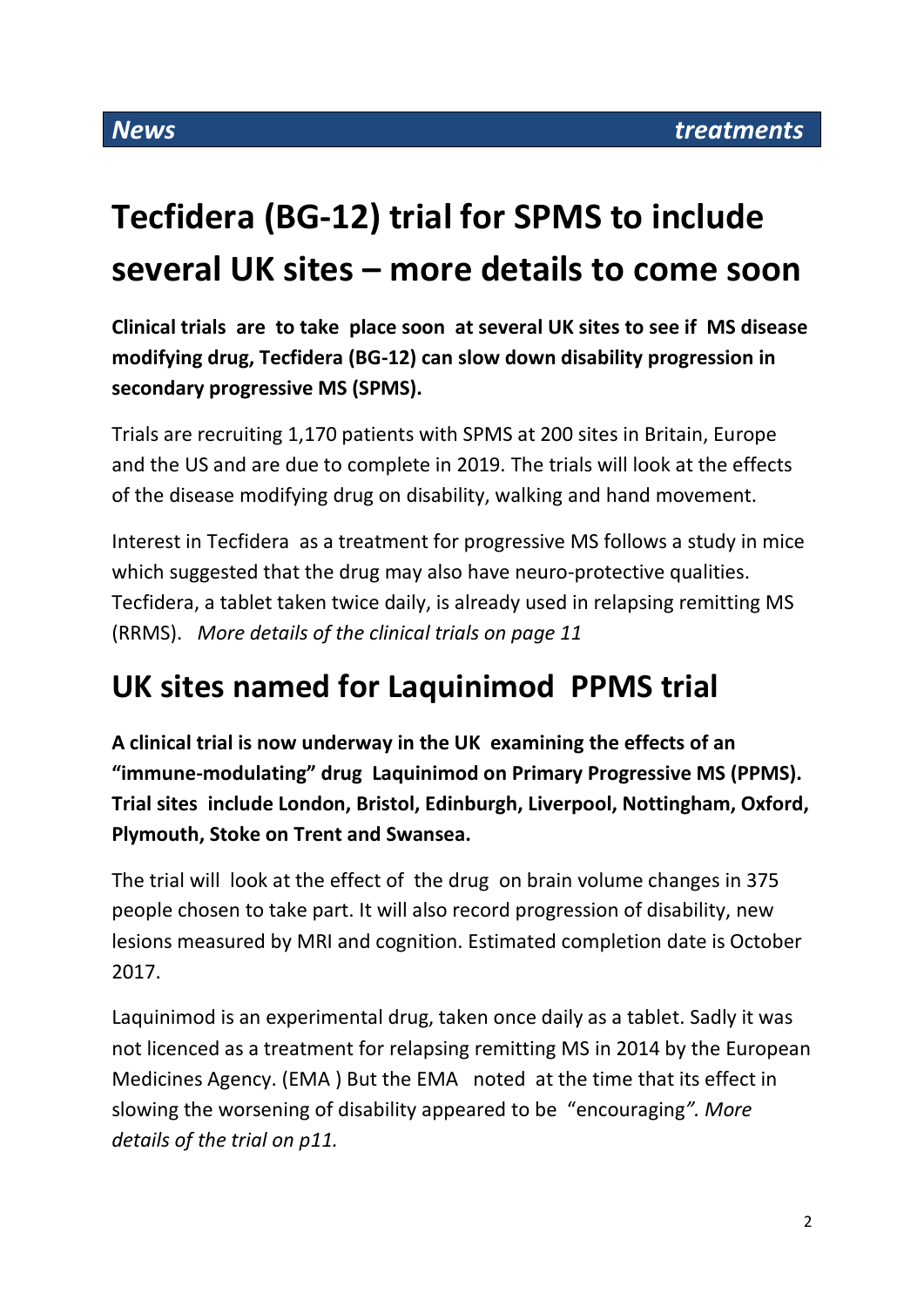**News** **treatments**

# Tecfidera (BG-12) trial for SPMS to include several UK sites – more details to come soon

**Clinical trials are to take place soon at several UK sites to see if MS disease modifying drug, Tecfidera (BG-12) can slow down disability progression in secondary progressive MS (SPMS).**

Trials are recruiting 1,170 patients with SPMS at 200 sites in Britain, Europe and the US and are due to complete in 2019. The trials will look at the effects of the disease modifying drug on disability, walking and hand movement.

Interest in Tecfidera as a treatment for progressive MS follows a study in mice which suggested that the drug may also have neuro-protective qualities. Tecfidera, a tablet taken twice daily, is already used in relapsing remitting MS (RRMS). *More details of the clinical trials on page 11*

## UK sites named for Laquinimod PPMS trial

**A clinical trial is now underway in the UK examining the effects of an "immune-modulating" drug Laquinimod on Primary Progressive MS (PPMS). Trial sites include London, Bristol, Edinburgh, Liverpool, Nottingham, Oxford, Plymouth, Stoke on Trent and Swansea.**

The trial will look at the effect of the drug on brain volume changes in 375 people chosen to take part. It will also record progression of disability, new lesions measured by MRI and cognition. Estimated completion date is October 2017.

Laquinimod is an experimental drug, taken once daily as a tablet. Sadly it was not licenced as a treatment for relapsing remitting MS in 2014 by the European Medicines Agency. (EMA ) But the EMA noted at the time that its effect in slowing the worsening of disability appeared to be "encouraging*". More details of the trial on p11.*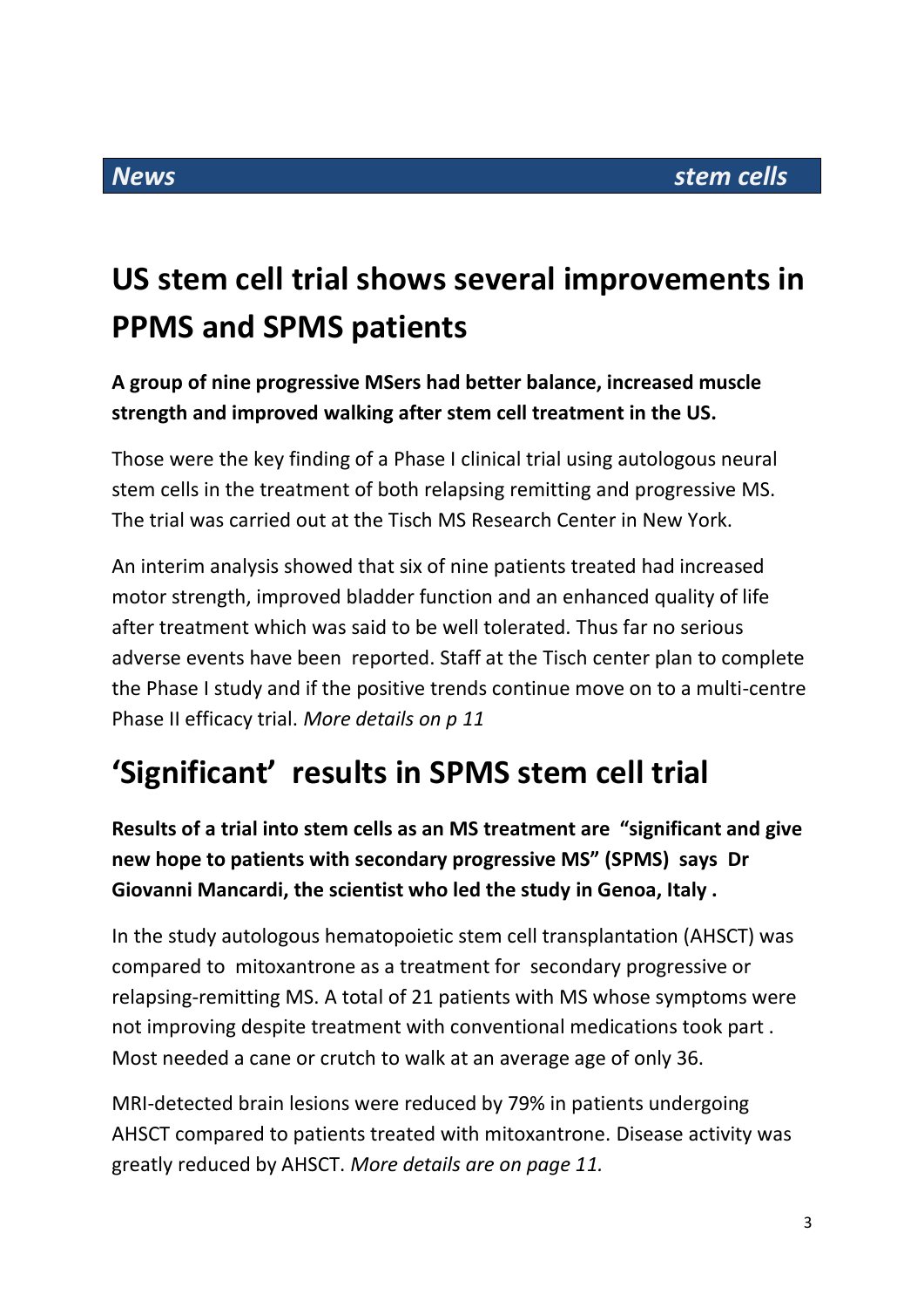**News** **stem cells**

## US stem cell trial shows several improvements in PPMS and SPMS patients

**A group of nine progressive MSers had better balance, increased muscle strength and improved walking after stem cell treatment in the US.**

Those were the key finding of a Phase I clinical trial using autologous neural stem cells in the treatment of both relapsing remitting and progressive MS. The trial was carried out at the Tisch MS Research Center in New York.

An interim analysis showed that six of nine patients treated had increased motor strength, improved bladder function and an enhanced quality of life after treatment which was said to be well tolerated. Thus far no serious adverse events have been reported. Staff at the Tisch center plan to complete the Phase I study and if the positive trends continue move on to a multi-centre Phase II efficacy trial. *More details on p 11*

## 'Significant' results in SPMS stem cell trial

**Results of a trial into stem cells as an MS treatment are "significant and give new hope to patients with secondary progressive MS" (SPMS) says Dr Giovanni Mancardi, the scientist who led the study in Genoa, Italy .**

In the study autologous hematopoietic stem cell transplantation (AHSCT) was compared to mitoxantrone as a treatment for secondary progressive or relapsing-remitting MS. A total of 21 patients with MS whose symptoms were not improving despite treatment with conventional medications took part . Most needed a cane or crutch to walk at an average age of only 36.

MRI-detected brain lesions were reduced by 79% in patients undergoing AHSCT compared to patients treated with mitoxantrone. Disease activity was greatly reduced by AHSCT. *More details are on page 11.*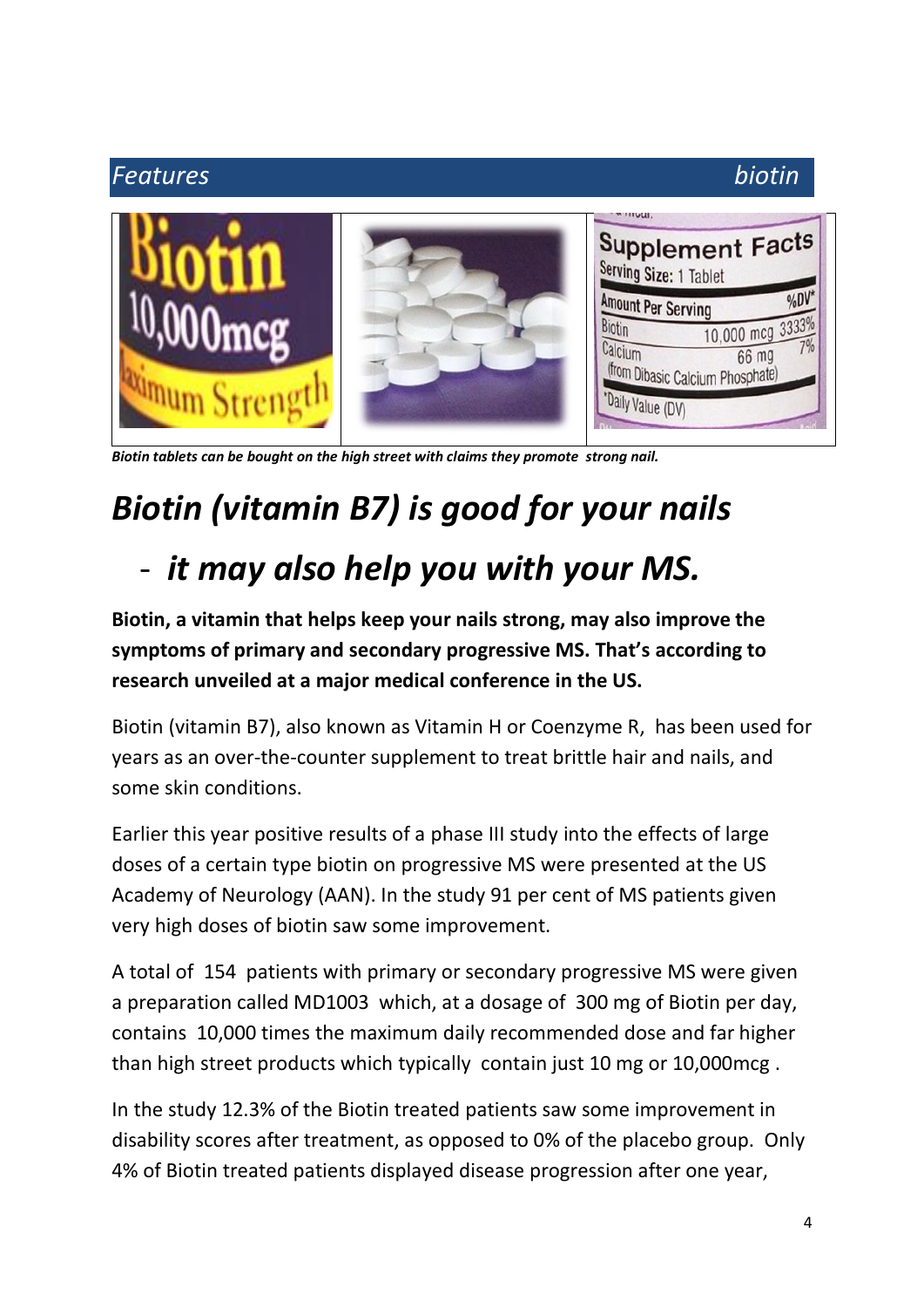*Features* *biotin*

***Biotin tablets can be bought on the high street with claims they promote strong nail.***

# *Biotin (vitamin B7) is good for your nails*

# *- it may also help you with your MS.*

**Biotin, a vitamin that helps keep your nails strong, may also improve the symptoms of primary and secondary progressive MS. That's according to research unveiled at a major medical conference in the US.**

Biotin (vitamin B7), also known as Vitamin H or Coenzyme R, has been used for years as an over-the-counter supplement to treat brittle hair and nails, and some skin conditions.

Earlier this year positive results of a phase III study into the effects of large doses of a certain type biotin on progressive MS were presented at the US Academy of Neurology (AAN). In the study 91 per cent of MS patients given very high doses of biotin saw some improvement.

A total of 154 patients with primary or secondary progressive MS were given a preparation called MD1003 which, at a dosage of 300 mg of Biotin per day, contains 10,000 times the maximum daily recommended dose and far higher than high street products which typically contain just 10 mg or 10,000mcg .

In the study 12.3% of the Biotin treated patients saw some improvement in disability scores after treatment, as opposed to 0% of the placebo group. Only 4% of Biotin treated patients displayed disease progression after one year,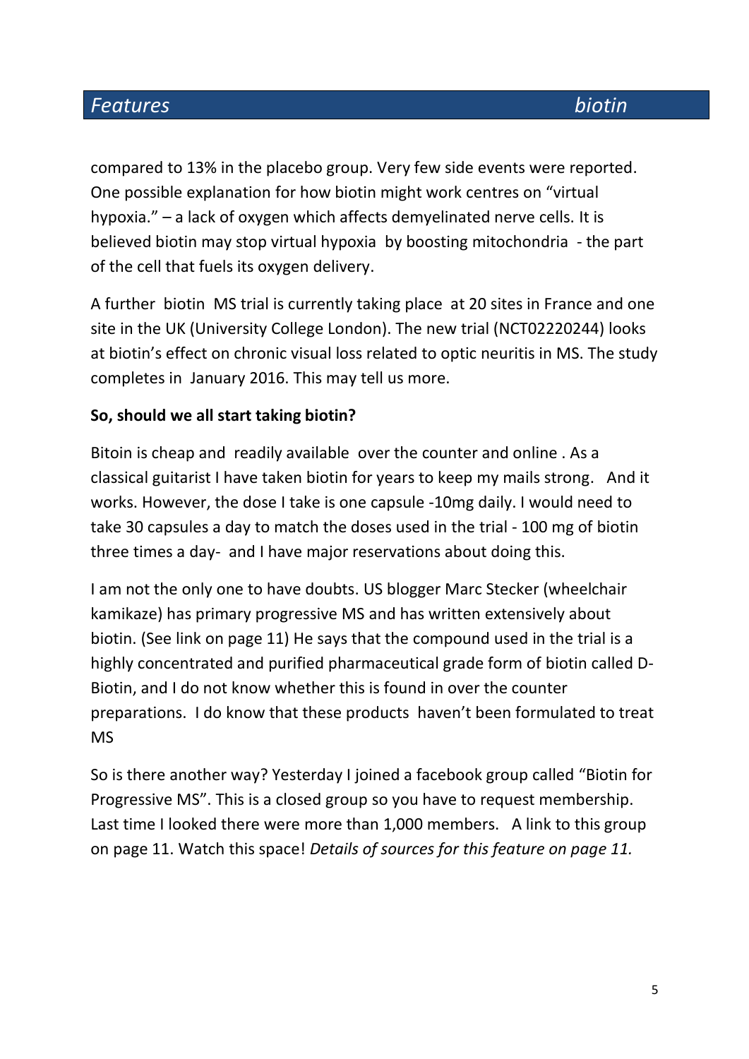compared to 13% in the placebo group. Very few side events were reported. One possible explanation for how biotin might work centres on "virtual hypoxia." – a lack of oxygen which affects demyelinated nerve cells. It is believed biotin may stop virtual hypoxia by boosting mitochondria - the part of the cell that fuels its oxygen delivery.

A further biotin MS trial is currently taking place at 20 sites in France and one site in the UK (University College London). The new trial (NCT02220244) looks at biotin's effect on chronic visual loss related to optic neuritis in MS. The study completes in January 2016. This may tell us more.

**So, should we all start taking biotin?**

Bitoin is cheap and readily available over the counter and online . As a classical guitarist I have taken biotin for years to keep my mails strong. And it works. However, the dose I take is one capsule -10mg daily. I would need to take 30 capsules a day to match the doses used in the trial - 100 mg of biotin three times a day- and I have major reservations about doing this.

I am not the only one to have doubts. US blogger Marc Stecker (wheelchair kamikaze) has primary progressive MS and has written extensively about biotin. (See link on page 11) He says that the compound used in the trial is a highly concentrated and purified pharmaceutical grade form of biotin called D-Biotin, and I do not know whether this is found in over the counter preparations. I do know that these products haven't been formulated to treat MS

So is there another way? Yesterday I joined a facebook group called "Biotin for Progressive MS". This is a closed group so you have to request membership. Last time I looked there were more than 1,000 members. A link to this group on page 11. Watch this space! *Details of sources for this feature on page 11.*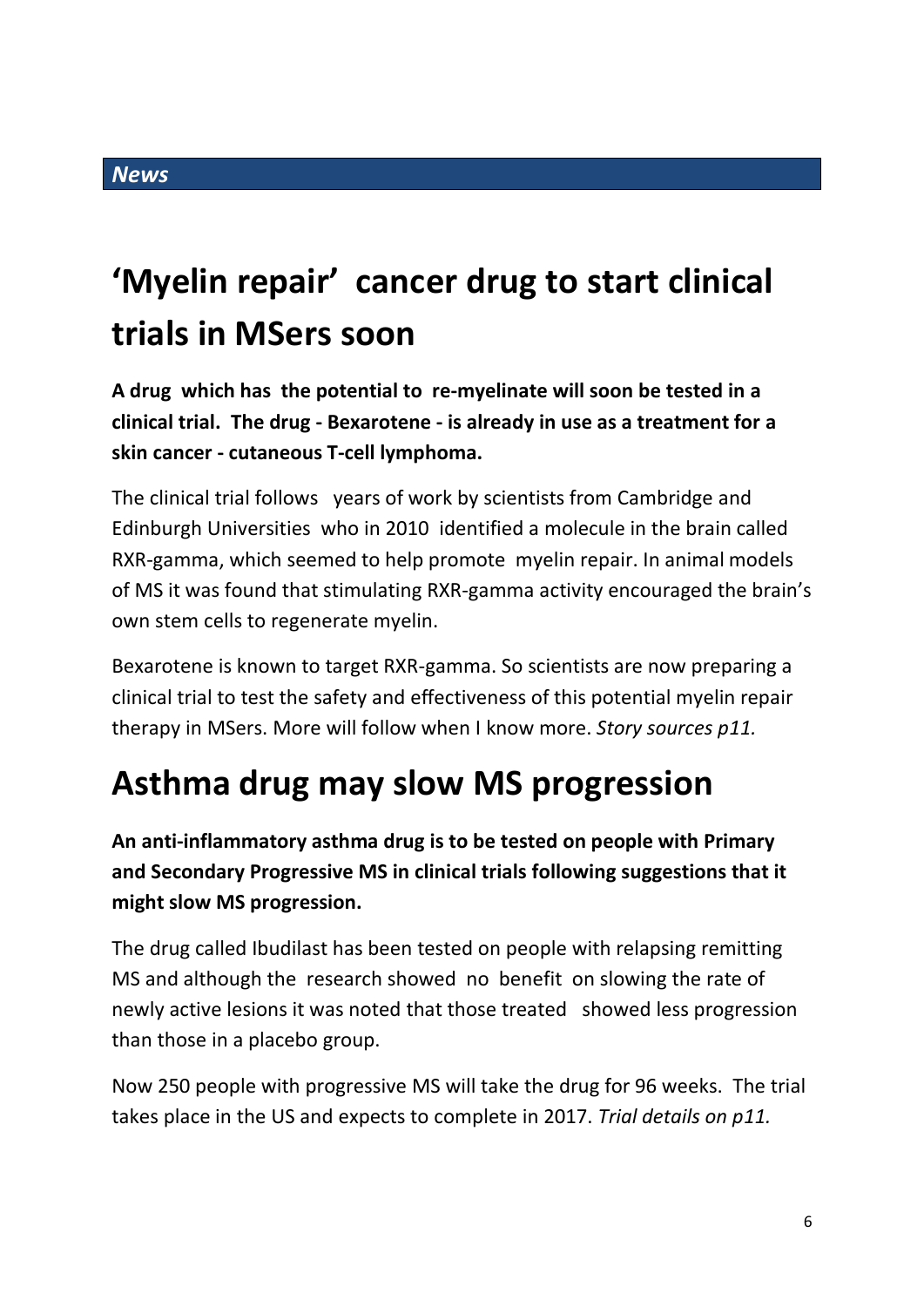***News***

# 'Myelin repair' cancer drug to start clinical trials in MSers soon

**A drug which has the potential to re-myelinate will soon be tested in a clinical trial. The drug - Bexarotene - is already in use as a treatment for a skin cancer - cutaneous T-cell lymphoma.**

The clinical trial follows years of work by scientists from Cambridge and Edinburgh Universities who in 2010 identified a molecule in the brain called RXR-gamma, which seemed to help promote myelin repair. In animal models of MS it was found that stimulating RXR-gamma activity encouraged the brain's own stem cells to regenerate myelin.

Bexarotene is known to target RXR-gamma. So scientists are now preparing a clinical trial to test the safety and effectiveness of this potential myelin repair therapy in MSers. More will follow when I know more. *Story sources p11.*

# Asthma drug may slow MS progression

**An anti-inflammatory asthma drug is to be tested on people with Primary and Secondary Progressive MS in clinical trials following suggestions that it might slow MS progression.**

The drug called Ibudilast has been tested on people with relapsing remitting MS and although the research showed no benefit on slowing the rate of newly active lesions it was noted that those treated showed less progression than those in a placebo group.

Now 250 people with progressive MS will take the drug for 96 weeks. The trial takes place in the US and expects to complete in 2017. *Trial details on p11.*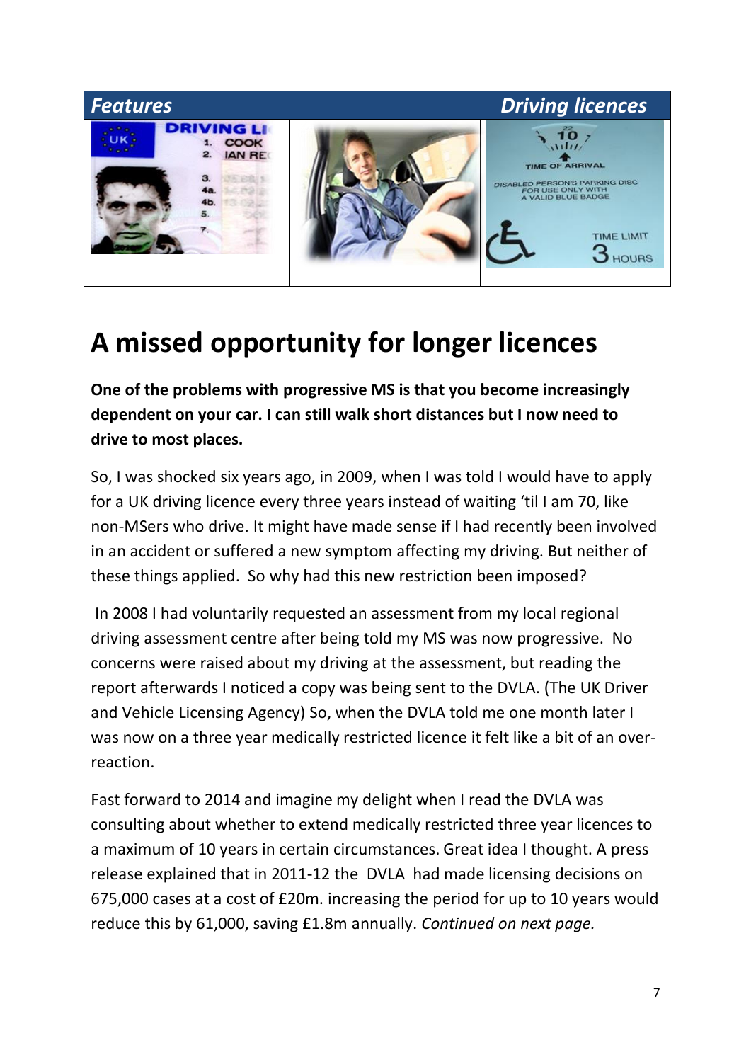*Features* *Driving licences*

# A missed opportunity for longer licences

**One of the problems with progressive MS is that you become increasingly dependent on your car. I can still walk short distances but I now need to drive to most places.**

So, I was shocked six years ago, in 2009, when I was told I would have to apply for a UK driving licence every three years instead of waiting 'til I am 70, like non-MSers who drive. It might have made sense if I had recently been involved in an accident or suffered a new symptom affecting my driving. But neither of these things applied. So why had this new restriction been imposed?

In 2008 I had voluntarily requested an assessment from my local regional driving assessment centre after being told my MS was now progressive. No concerns were raised about my driving at the assessment, but reading the report afterwards I noticed a copy was being sent to the DVLA. (The UK Driver and Vehicle Licensing Agency) So, when the DVLA told me one month later I was now on a three year medically restricted licence it felt like a bit of an over-reaction.

Fast forward to 2014 and imagine my delight when I read the DVLA was consulting about whether to extend medically restricted three year licences to a maximum of 10 years in certain circumstances. Great idea I thought. A press release explained that in 2011-12 the DVLA had made licensing decisions on 675,000 cases at a cost of £20m. increasing the period for up to 10 years would reduce this by 61,000, saving £1.8m annually. *Continued on next page.*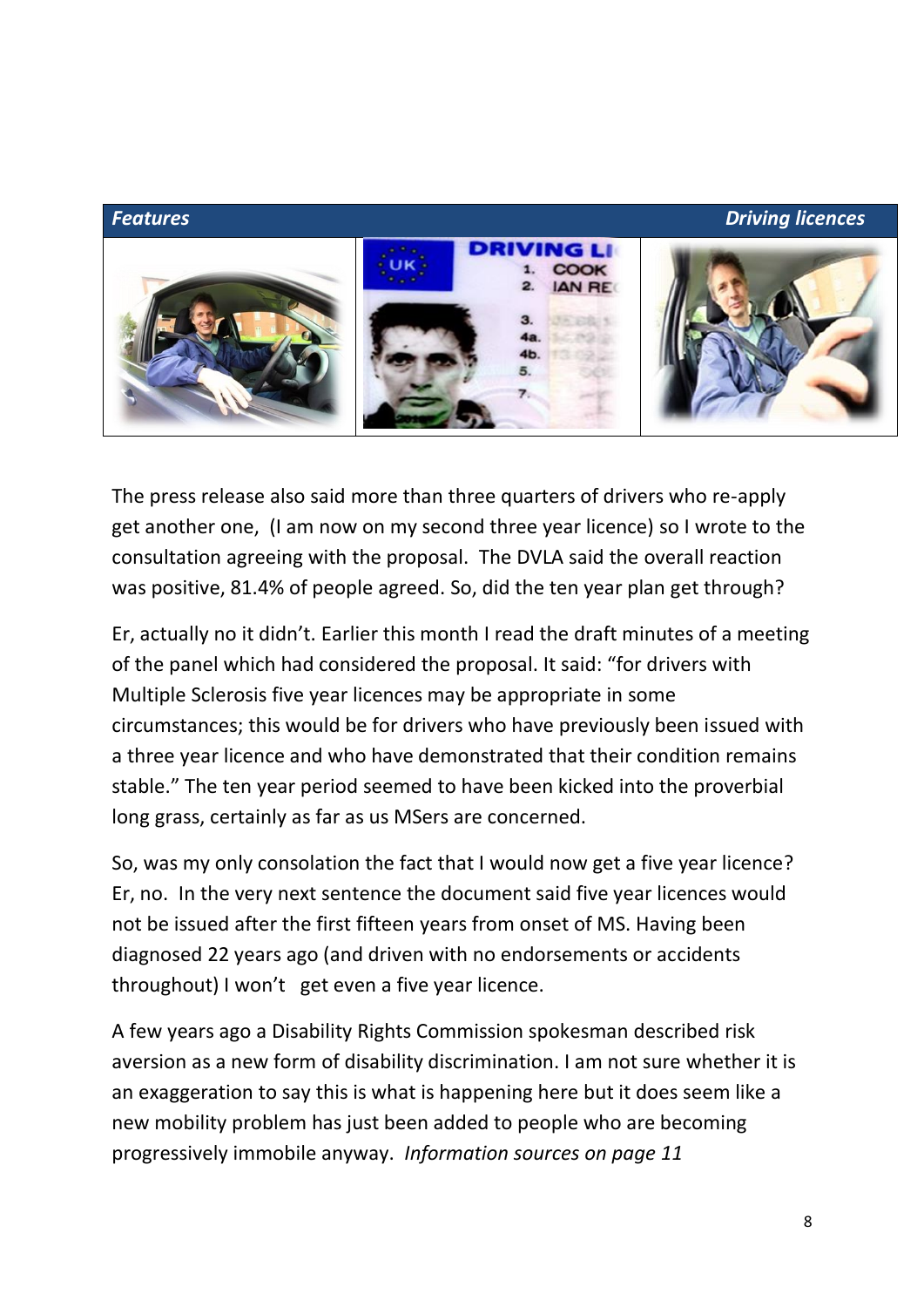The press release also said more than three quarters of drivers who re-apply get another one, (I am now on my second three year licence) so I wrote to the consultation agreeing with the proposal. The DVLA said the overall reaction was positive, 81.4% of people agreed. So, did the ten year plan get through?

Er, actually no it didn't. Earlier this month I read the draft minutes of a meeting of the panel which had considered the proposal. It said: "for drivers with Multiple Sclerosis five year licences may be appropriate in some circumstances; this would be for drivers who have previously been issued with a three year licence and who have demonstrated that their condition remains stable." The ten year period seemed to have been kicked into the proverbial long grass, certainly as far as us MSers are concerned.

So, was my only consolation the fact that I would now get a five year licence? Er, no. In the very next sentence the document said five year licences would not be issued after the first fifteen years from onset of MS. Having been diagnosed 22 years ago (and driven with no endorsements or accidents throughout) I won't get even a five year licence.

A few years ago a Disability Rights Commission spokesman described risk aversion as a new form of disability discrimination. I am not sure whether it is an exaggeration to say this is what is happening here but it does seem like a new mobility problem has just been added to people who are becoming progressively immobile anyway. *Information sources on page 11*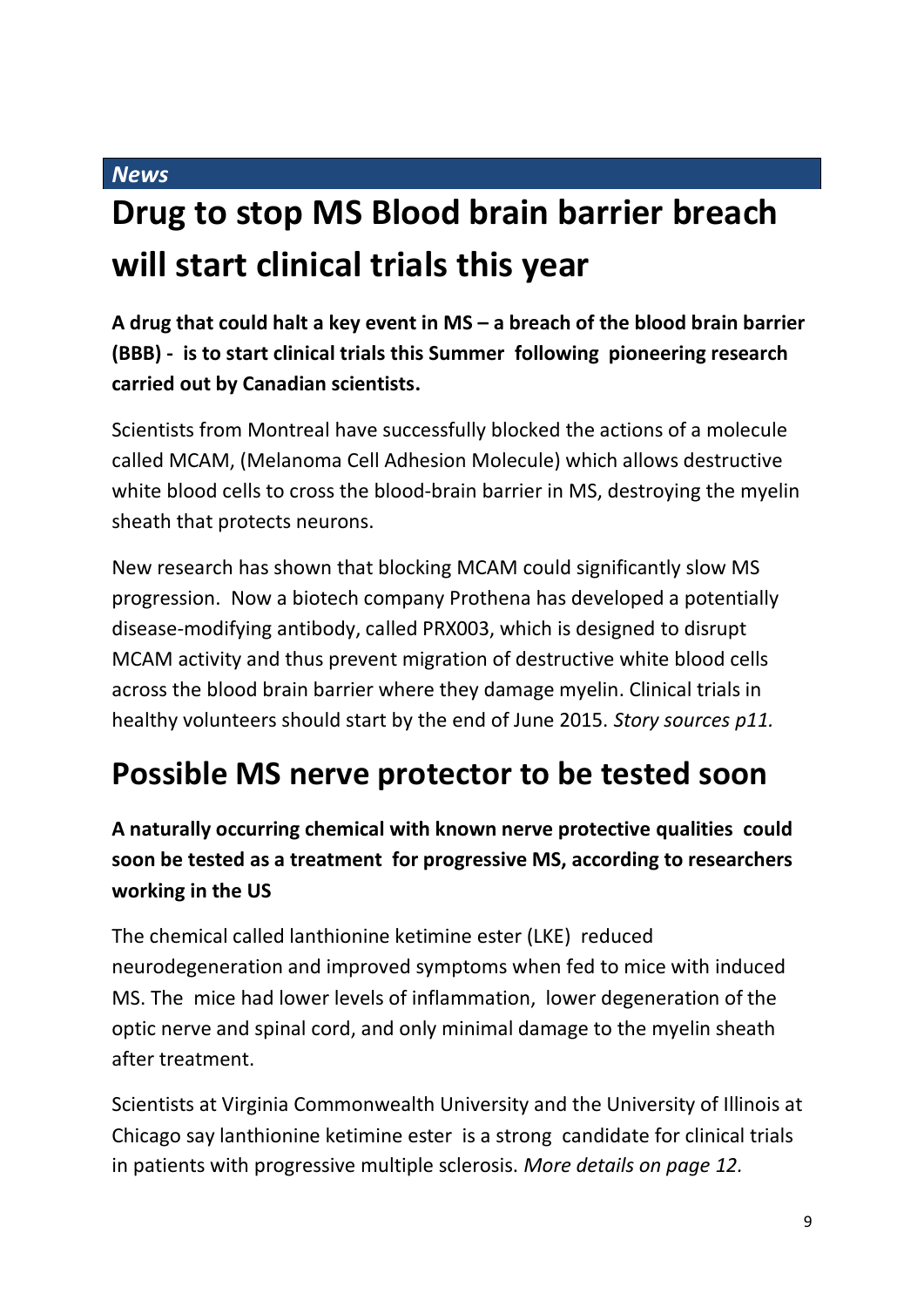*News*

# Drug to stop MS Blood brain barrier breach will start clinical trials this year

**A drug that could halt a key event in MS – a breach of the blood brain barrier (BBB) - is to start clinical trials this Summer following pioneering research carried out by Canadian scientists.**

Scientists from Montreal have successfully blocked the actions of a molecule called MCAM, (Melanoma Cell Adhesion Molecule) which allows destructive white blood cells to cross the blood-brain barrier in MS, destroying the myelin sheath that protects neurons.

New research has shown that blocking MCAM could significantly slow MS progression. Now a biotech company Prothena has developed a potentially disease-modifying antibody, called PRX003, which is designed to disrupt MCAM activity and thus prevent migration of destructive white blood cells across the blood brain barrier where they damage myelin. Clinical trials in healthy volunteers should start by the end of June 2015. *Story sources p11.*

# Possible MS nerve protector to be tested soon

**A naturally occurring chemical with known nerve protective qualities could soon be tested as a treatment for progressive MS, according to researchers working in the US**

The chemical called lanthionine ketimine ester (LKE) reduced neurodegeneration and improved symptoms when fed to mice with induced MS. The mice had lower levels of inflammation, lower degeneration of the optic nerve and spinal cord, and only minimal damage to the myelin sheath after treatment.

Scientists at Virginia Commonwealth University and the University of Illinois at Chicago say lanthionine ketimine ester is a strong candidate for clinical trials in patients with progressive multiple sclerosis. *More details on page 12.*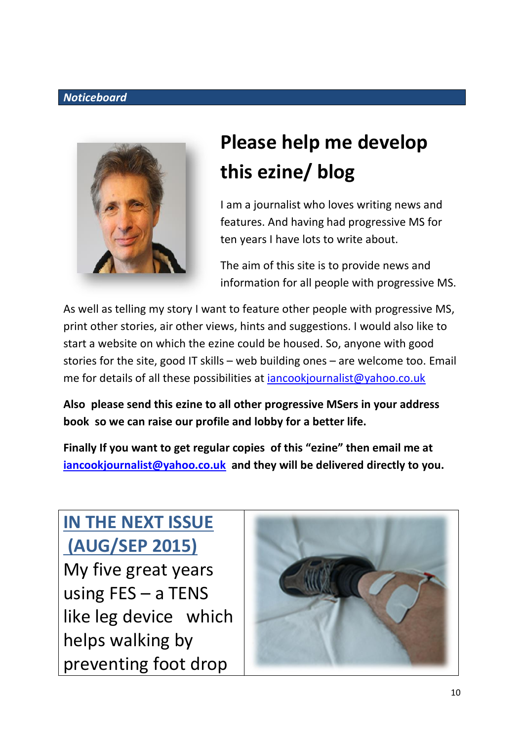*Noticeboard*

# Please help me develop this ezine/ blog

I am a journalist who loves writing news and features. And having had progressive MS for ten years I have lots to write about.

The aim of this site is to provide news and information for all people with progressive MS.

As well as telling my story I want to feature other people with progressive MS, print other stories, air other views, hints and suggestions. I would also like to start a website on which the ezine could be housed. So, anyone with good stories for the site, good IT skills – web building ones – are welcome too. Email me for details of all these possibilities at iancookjournalist@yahoo.co.uk

**Also please send this ezine to all other progressive MSers in your address book so we can raise our profile and lobby for a better life.**

**Finally If you want to get regular copies of this "ezine" then email me at iancookjournalist@yahoo.co.uk and they will be delivered directly to you.**

## IN THE NEXT ISSUE (AUG/SEP 2015)

My five great years using FES – a TENS like leg device which helps walking by preventing foot drop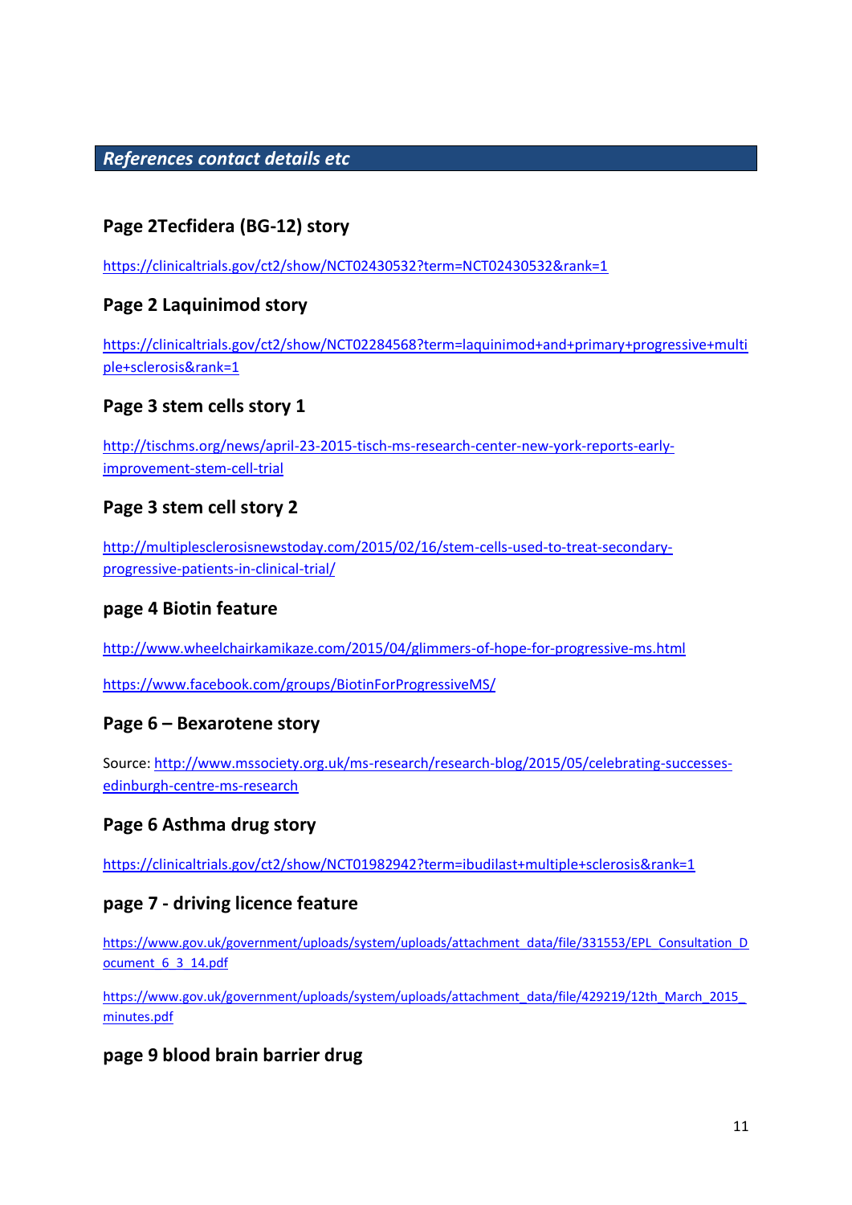## References contact details etc

### Page 2Tecfidera (BG-12) story

https://clinicaltrials.gov/ct2/show/NCT02430532?term=NCT02430532&rank=1

### Page 2 Laquinimod story

https://clinicaltrials.gov/ct2/show/NCT02284568?term=laquinimod+and+primary+progressive+multiple+sclerosis&rank=1

### Page 3 stem cells story 1

http://tischms.org/news/april-23-2015-tisch-ms-research-center-new-york-reports-early-improvement-stem-cell-trial

### Page 3 stem cell story 2

http://multiplesclerosisnewstoday.com/2015/02/16/stem-cells-used-to-treat-secondary-progressive-patients-in-clinical-trial/

### page 4 Biotin feature

http://www.wheelchairkamikaze.com/2015/04/glimmers-of-hope-for-progressive-ms.html

https://www.facebook.com/groups/BiotinForProgressiveMS/

### Page 6 – Bexarotene story

Source: http://www.mssociety.org.uk/ms-research/research-blog/2015/05/celebrating-successes-edinburgh-centre-ms-research

### Page 6 Asthma drug story

https://clinicaltrials.gov/ct2/show/NCT01982942?term=ibudilast+multiple+sclerosis&rank=1

### page 7 - driving licence feature

https://www.gov.uk/government/uploads/system/uploads/attachment_data/file/331553/EPL_Consultation_Document_6_3_14.pdf

https://www.gov.uk/government/uploads/system/uploads/attachment_data/file/429219/12th_March_2015_minutes.pdf

### page 9 blood brain barrier drug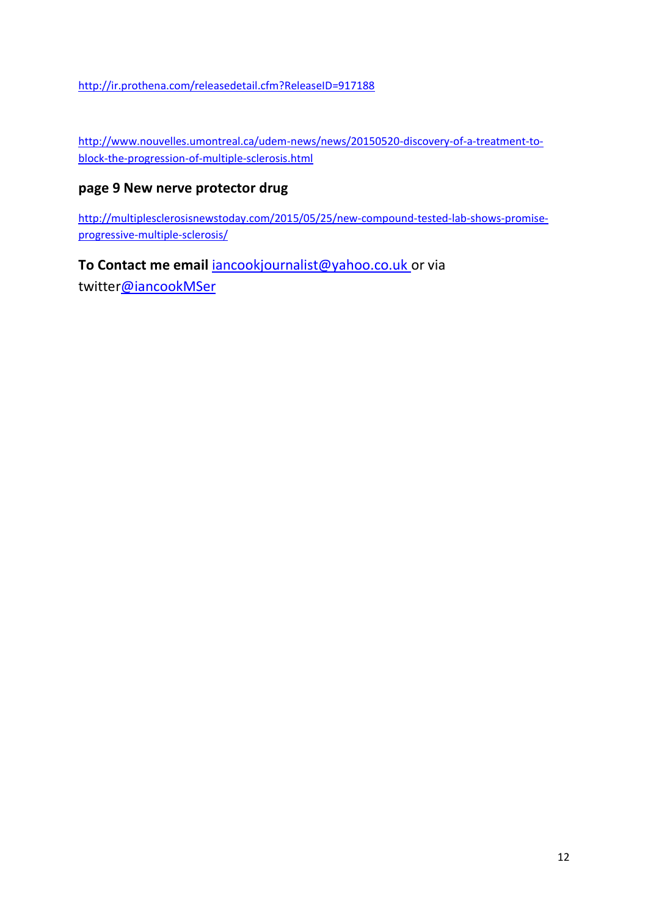http://ir.prothena.com/releasedetail.cfm?ReleaseID=917188

http://www.nouvelles.umontreal.ca/udem-news/news/20150520-discovery-of-a-treatment-to-block-the-progression-of-multiple-sclerosis.html

### page 9 New nerve protector drug

http://multiplesclerosisnewstoday.com/2015/05/25/new-compound-tested-lab-shows-promise-progressive-multiple-sclerosis/

**To Contact me email** iancookjournalist@yahoo.co.uk or via twitter@iancookMSer